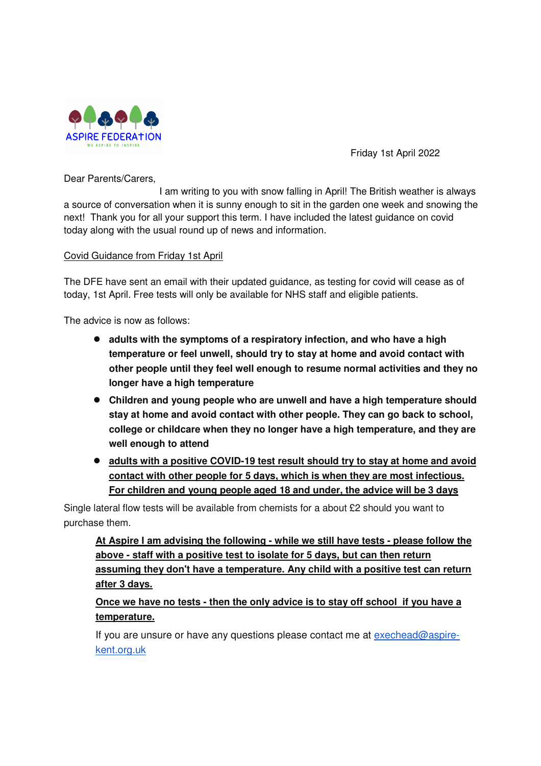ASPIRE FEDERATION

WE ASPIRE TO INSPIRE

Friday 1st April 2022

Dear Parents/Carers,

I am writing to you with snow falling in April! The British weather is always a source of conversation when it is sunny enough to sit in the garden one week and snowing the next! Thank you for all your support this term. I have included the latest guidance on covid today along with the usual round up of news and information.

<u>Covid Guidance from Friday 1st April</u>

The DFE have sent an email with their updated guidance, as testing for covid will cease as of today, 1st April. Free tests will only be available for NHS staff and eligible patients.

The advice is now as follows:

- **adults with the symptoms of a respiratory infection, and who have a high temperature or feel unwell, should try to stay at home and avoid contact with other people until they feel well enough to resume normal activities and they no longer have a high temperature**
- **Children and young people who are unwell and have a high temperature should stay at home and avoid contact with other people. They can go back to school, college or childcare when they no longer have a high temperature, and they are well enough to attend**
- **<u>adults with a positive COVID-19 test result should try to stay at home and avoid contact with other people for 5 days, which is when they are most infectious. For children and young people aged 18 and under, the advice will be 3 days</u>**

Single lateral flow tests will be available from chemists for a about £2 should you want to purchase them.

**<u>At Aspire I am advising the following - while we still have tests - please follow the above - staff with a positive test to isolate for 5 days, but can then return assuming they don't have a temperature. Any child with a positive test can return after 3 days.</u>**

**<u>Once we have no tests - then the only advice is to stay off school if you have a temperature.</u>**

If you are unsure or have any questions please contact me at [exechead@aspire-kent.org.uk](mailto:exechead@aspire-kent.org.uk)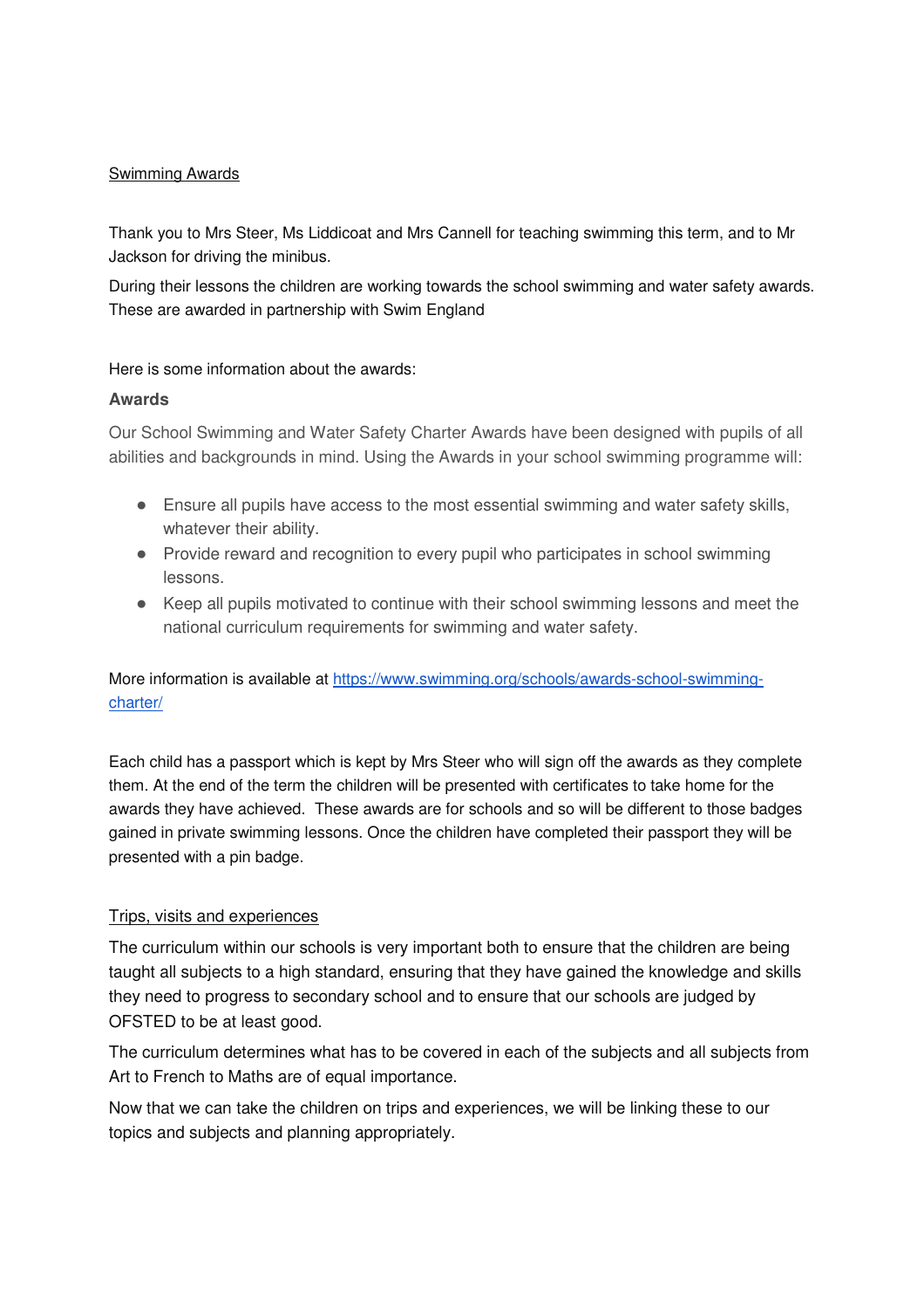Swimming Awards

Thank you to Mrs Steer, Ms Liddicoat and Mrs Cannell for teaching swimming this term, and to Mr Jackson for driving the minibus.

During their lessons the children are working towards the school swimming and water safety awards. These are awarded in partnership with Swim England

Here is some information about the awards:

**Awards**

Our School Swimming and Water Safety Charter Awards have been designed with pupils of all abilities and backgrounds in mind. Using the Awards in your school swimming programme will:

- Ensure all pupils have access to the most essential swimming and water safety skills, whatever their ability.
- Provide reward and recognition to every pupil who participates in school swimming lessons.
- Keep all pupils motivated to continue with their school swimming lessons and meet the national curriculum requirements for swimming and water safety.

More information is available at [https://www.swimming.org/schools/awards-school-swimming-charter/](https://www.swimming.org/schools/awards-school-swimming-charter/)

Each child has a passport which is kept by Mrs Steer who will sign off the awards as they complete them. At the end of the term the children will be presented with certificates to take home for the awards they have achieved. These awards are for schools and so will be different to those badges gained in private swimming lessons. Once the children have completed their passport they will be presented with a pin badge.

Trips, visits and experiences

The curriculum within our schools is very important both to ensure that the children are being taught all subjects to a high standard, ensuring that they have gained the knowledge and skills they need to progress to secondary school and to ensure that our schools are judged by OFSTED to be at least good.

The curriculum determines what has to be covered in each of the subjects and all subjects from Art to French to Maths are of equal importance.

Now that we can take the children on trips and experiences, we will be linking these to our topics and subjects and planning appropriately.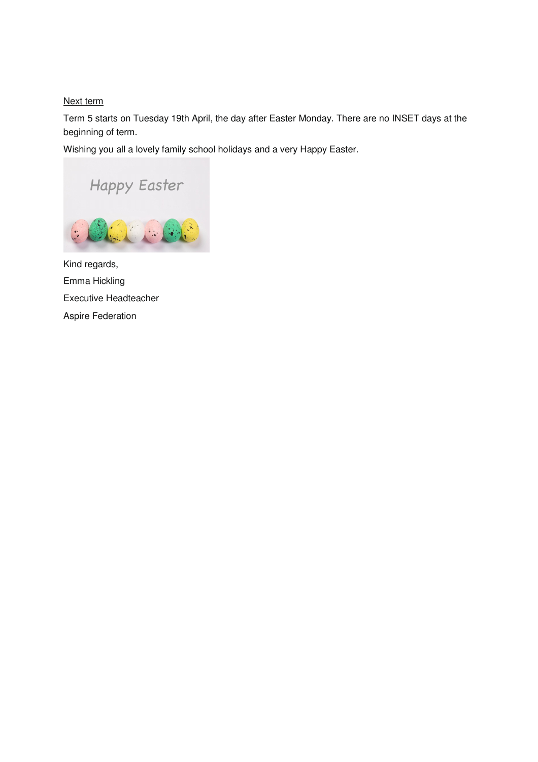Next term

Term 5 starts on Tuesday 19th April, the day after Easter Monday. There are no INSET days at the beginning of term.

Wishing you all a lovely family school holidays and a very Happy Easter.

Kind regards,

Emma Hickling

Executive Headteacher

Aspire Federation